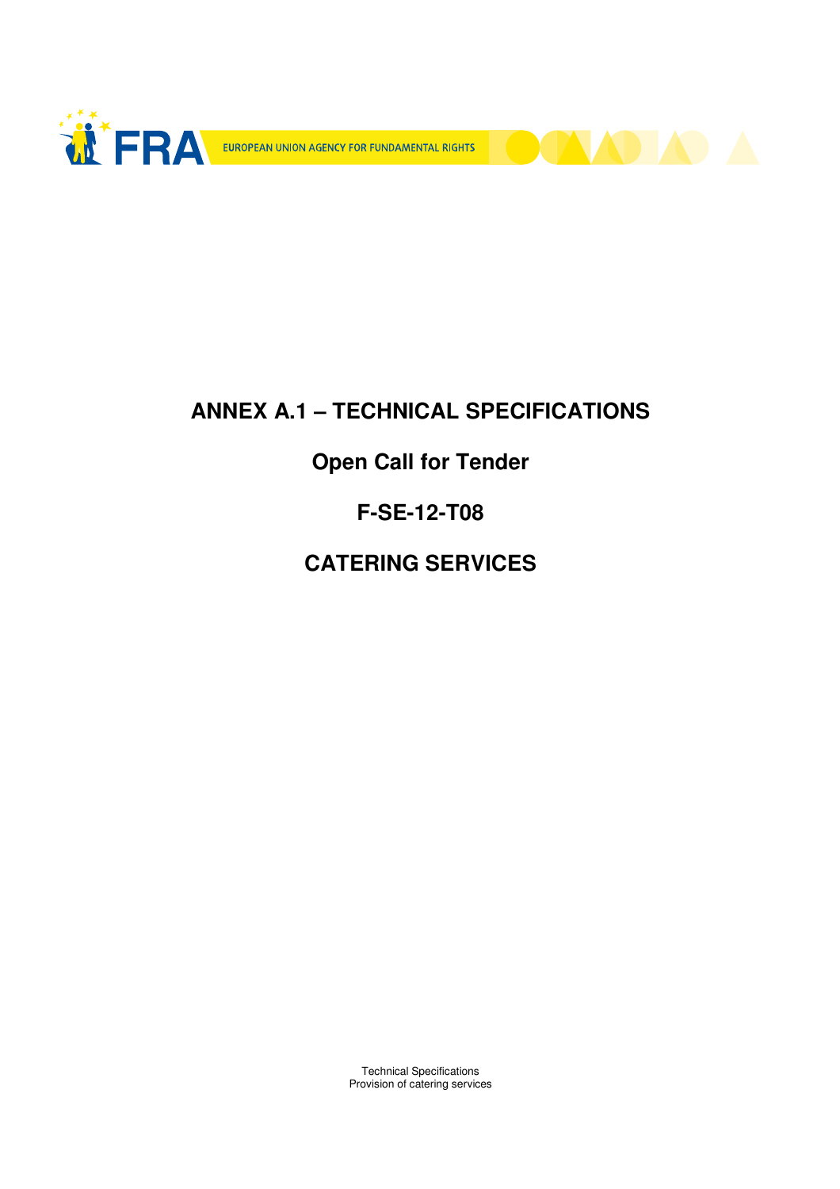FRA EUROPEAN UNION AGENCY FOR FUNDAMENTAL RIGHTS

# ANNEX A.1 – TECHNICAL SPECIFICATIONS

## Open Call for Tender

## F-SE-12-T08

## CATERING SERVICES

Technical Specifications
Provision of catering services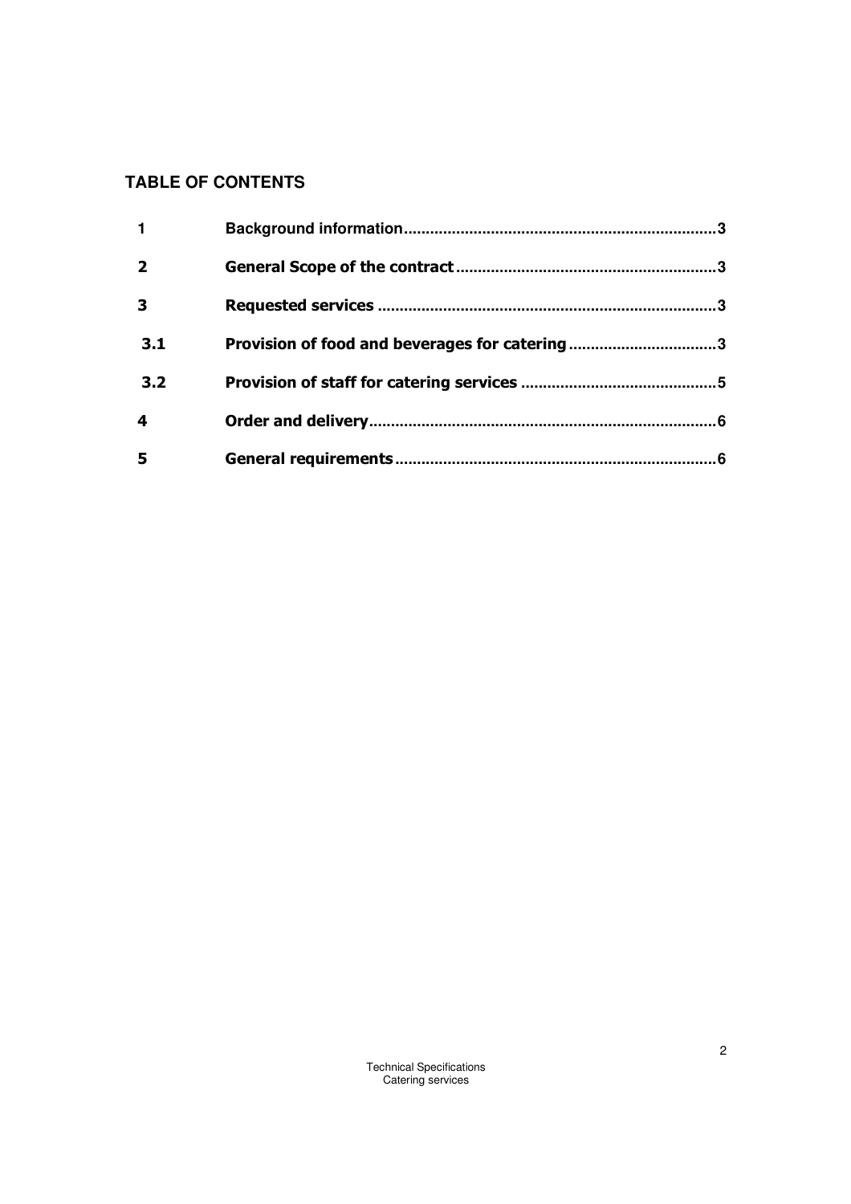## TABLE OF CONTENTS

| | | |
|---|---|---|
| **1** | **Background information** | **3** |
| **2** | **General Scope of the contract** | **3** |
| **3** | **Requested services** | **3** |
| **3.1** | **Provision of food and beverages for catering** | **3** |
| **3.2** | **Provision of staff for catering services** | **5** |
| **4** | **Order and delivery** | **6** |
| **5** | **General requirements** | **6** |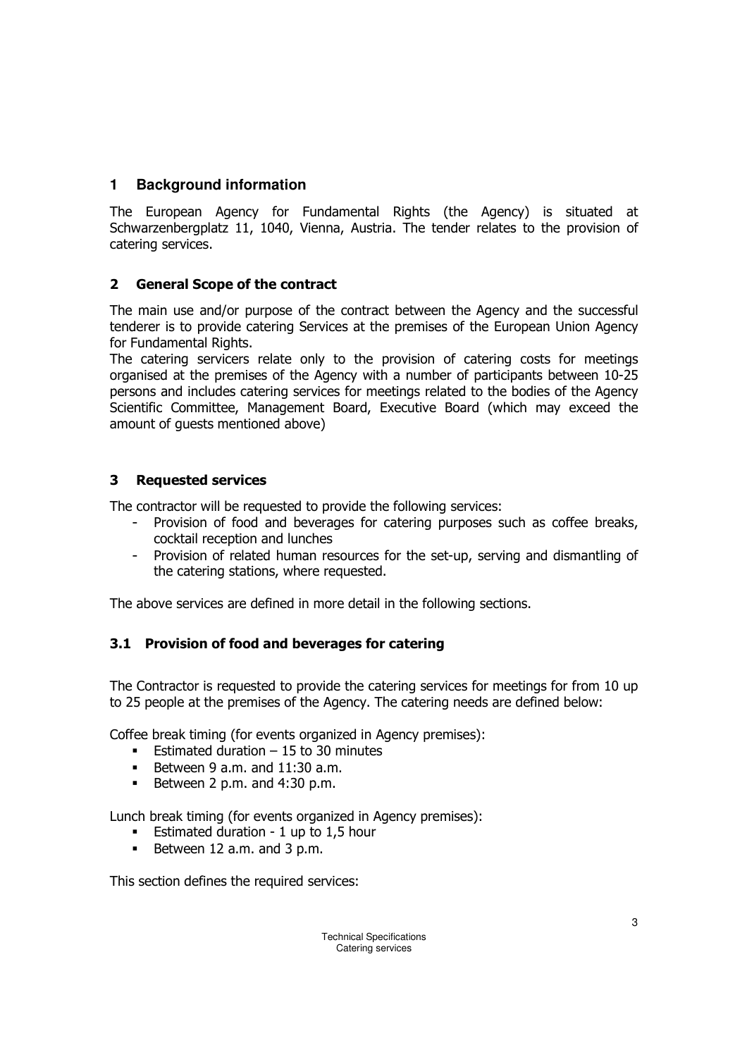## 1 Background information

The European Agency for Fundamental Rights (the Agency) is situated at Schwarzenbergplatz 11, 1040, Vienna, Austria. The tender relates to the provision of catering services.

## 2 General Scope of the contract

The main use and/or purpose of the contract between the Agency and the successful tenderer is to provide catering Services at the premises of the European Union Agency for Fundamental Rights.

The catering servicers relate only to the provision of catering costs for meetings organised at the premises of the Agency with a number of participants between 10-25 persons and includes catering services for meetings related to the bodies of the Agency Scientific Committee, Management Board, Executive Board (which may exceed the amount of guests mentioned above)

## 3 Requested services

The contractor will be requested to provide the following services:

- Provision of food and beverages for catering purposes such as coffee breaks, cocktail reception and lunches
- Provision of related human resources for the set-up, serving and dismantling of the catering stations, where requested.

The above services are defined in more detail in the following sections.

### 3.1 Provision of food and beverages for catering

The Contractor is requested to provide the catering services for meetings for from 10 up to 25 people at the premises of the Agency. The catering needs are defined below:

Coffee break timing (for events organized in Agency premises):

- Estimated duration – 15 to 30 minutes
- Between 9 a.m. and 11:30 a.m.
- Between 2 p.m. and 4:30 p.m.

Lunch break timing (for events organized in Agency premises):

- Estimated duration - 1 up to 1,5 hour
- Between 12 a.m. and 3 p.m.

This section defines the required services: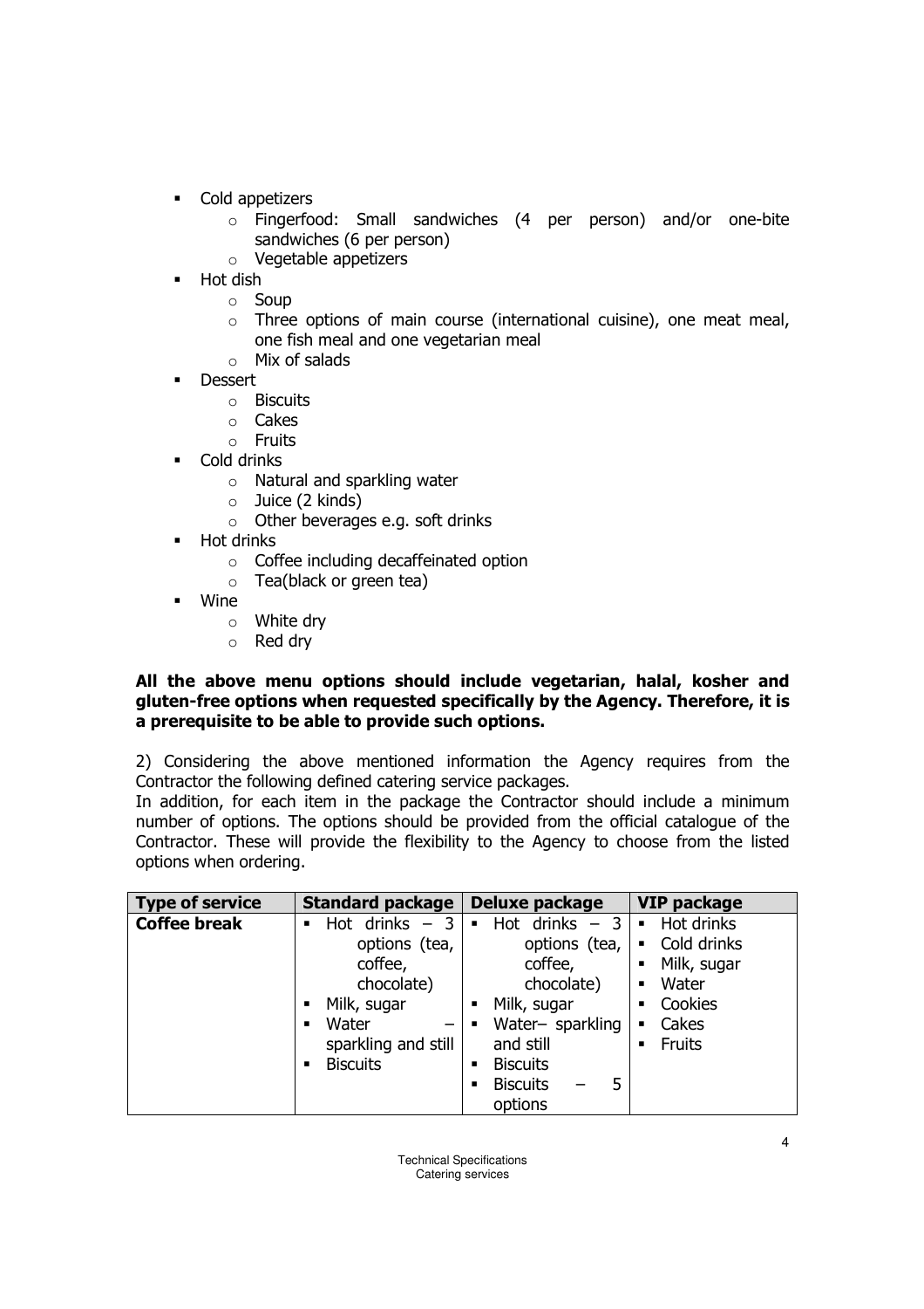- Cold appetizers
    - Fingerfood: Small sandwiches (4 per person) and/or one-bite sandwiches (6 per person)
    - Vegetable appetizers
- Hot dish
    - Soup
    - Three options of main course (international cuisine), one meat meal, one fish meal and one vegetarian meal
    - Mix of salads
- Dessert
    - Biscuits
    - Cakes
    - Fruits
- Cold drinks
    - Natural and sparkling water
    - Juice (2 kinds)
    - Other beverages e.g. soft drinks
- Hot drinks
    - Coffee including decaffeinated option
    - Tea(black or green tea)
- Wine
    - White dry
    - Red dry

**All the above menu options should include vegetarian, halal, kosher and gluten-free options when requested specifically by the Agency. Therefore, it is a prerequisite to be able to provide such options.**

2) Considering the above mentioned information the Agency requires from the Contractor the following defined catering service packages.
In addition, for each item in the package the Contractor should include a minimum number of options. The options should be provided from the official catalogue of the Contractor. These will provide the flexibility to the Agency to choose from the listed options when ordering.

| Type of service | Standard package | Deluxe package | VIP package |
|---|---|---|---|
| **Coffee break** | ▪ Hot drinks – 3 options (tea, coffee, chocolate)<br>▪ Milk, sugar<br>▪ Water – sparkling and still<br>▪ Biscuits | ▪ Hot drinks – 3 options (tea, coffee, chocolate)<br>▪ Milk, sugar<br>▪ Water– sparkling and still<br>▪ Biscuits<br>▪ Biscuits – 5 options | ▪ Hot drinks<br>▪ Cold drinks<br>▪ Milk, sugar<br>▪ Water<br>▪ Cookies<br>▪ Cakes<br>▪ Fruits |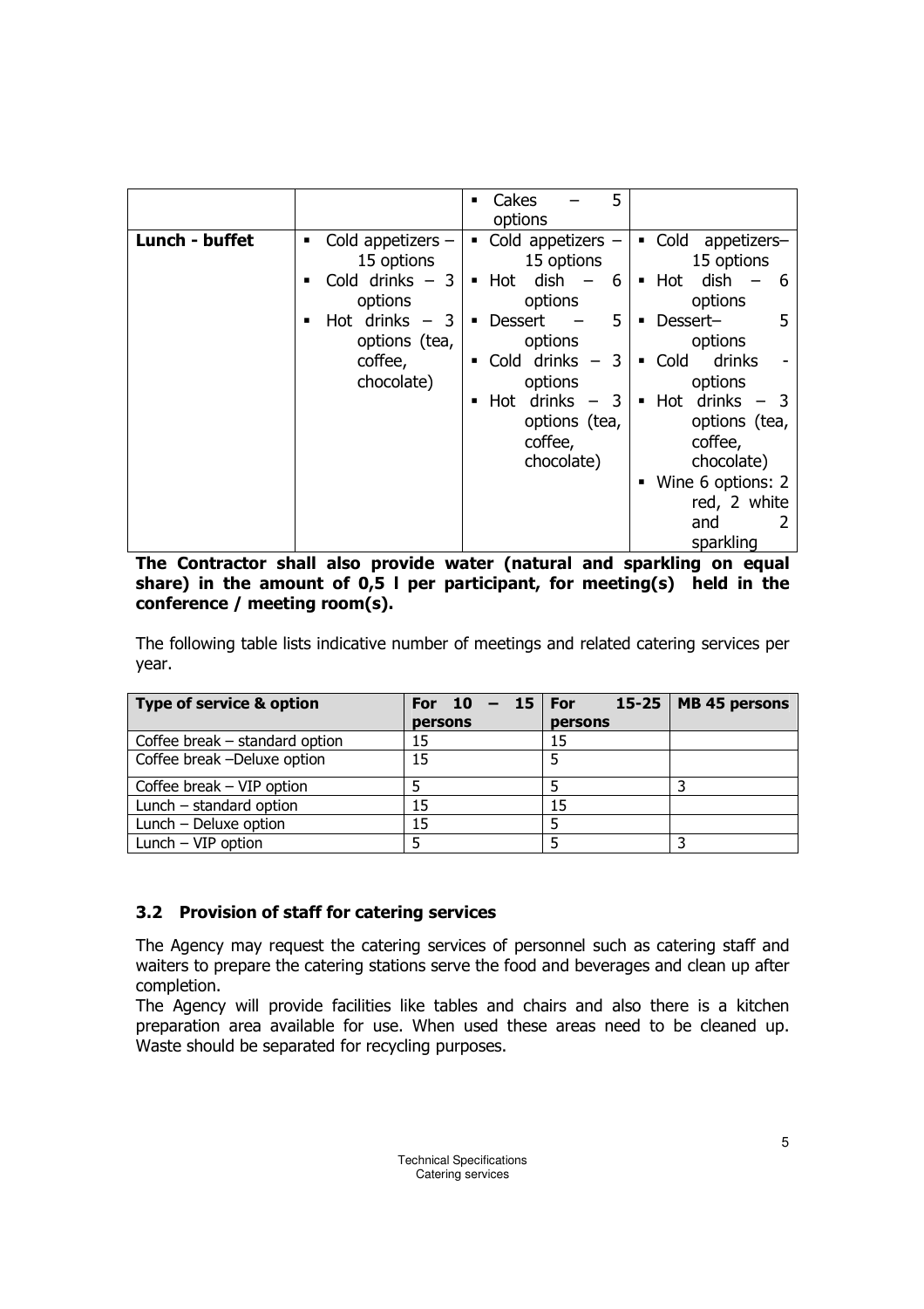| | | | |
|---|---|---|---|
| | | ▪ Cakes – 5 options | |
| **Lunch - buffet** | ▪ Cold appetizers – 15 options<br>▪ Cold drinks – 3 options<br>▪ Hot drinks – 3 options (tea, coffee, chocolate) | ▪ Cold appetizers – 15 options<br>▪ Hot dish – 6 options<br>▪ Dessert – 5 options<br>▪ Cold drinks – 3 options<br>▪ Hot drinks – 3 options (tea, coffee, chocolate) | ▪ Cold appetizers– 15 options<br>▪ Hot dish – 6 options<br>▪ Dessert– 5 options<br>▪ Cold drinks - options<br>▪ Hot drinks – 3 options (tea, coffee, chocolate)<br>▪ Wine 6 options: 2 red, 2 white and 2 sparkling |

**The Contractor shall also provide water (natural and sparkling on equal share) in the amount of 0,5 l per participant, for meeting(s) held in the conference / meeting room(s).**

The following table lists indicative number of meetings and related catering services per year.

| Type of service & option | For 10 – 15 persons | For 15-25 persons | MB 45 persons |
|---|---|---|---|
| Coffee break – standard option | 15 | 15 | |
| Coffee break –Deluxe option | 15 | 5 | |
| Coffee break – VIP option | 5 | 5 | 3 |
| Lunch – standard option | 15 | 15 | |
| Lunch – Deluxe option | 15 | 5 | |
| Lunch – VIP option | 5 | 5 | 3 |

### 3.2 Provision of staff for catering services

The Agency may request the catering services of personnel such as catering staff and waiters to prepare the catering stations serve the food and beverages and clean up after completion.

The Agency will provide facilities like tables and chairs and also there is a kitchen preparation area available for use. When used these areas need to be cleaned up. Waste should be separated for recycling purposes.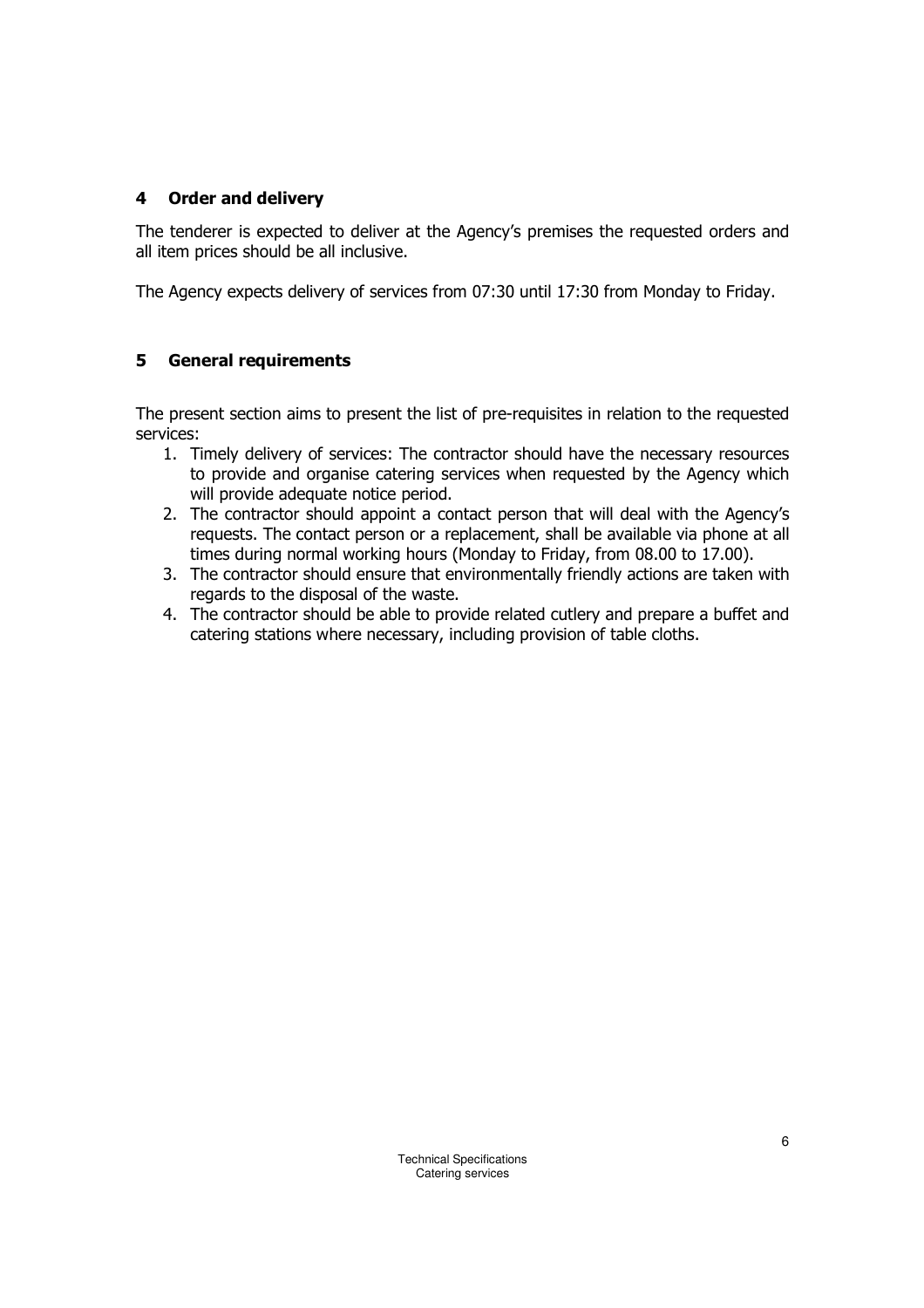## 4 Order and delivery

The tenderer is expected to deliver at the Agency's premises the requested orders and all item prices should be all inclusive.

The Agency expects delivery of services from 07:30 until 17:30 from Monday to Friday.

## 5 General requirements

The present section aims to present the list of pre-requisites in relation to the requested services:

1. Timely delivery of services: The contractor should have the necessary resources to provide and organise catering services when requested by the Agency which will provide adequate notice period.
2. The contractor should appoint a contact person that will deal with the Agency's requests. The contact person or a replacement, shall be available via phone at all times during normal working hours (Monday to Friday, from 08.00 to 17.00).
3. The contractor should ensure that environmentally friendly actions are taken with regards to the disposal of the waste.
4. The contractor should be able to provide related cutlery and prepare a buffet and catering stations where necessary, including provision of table cloths.